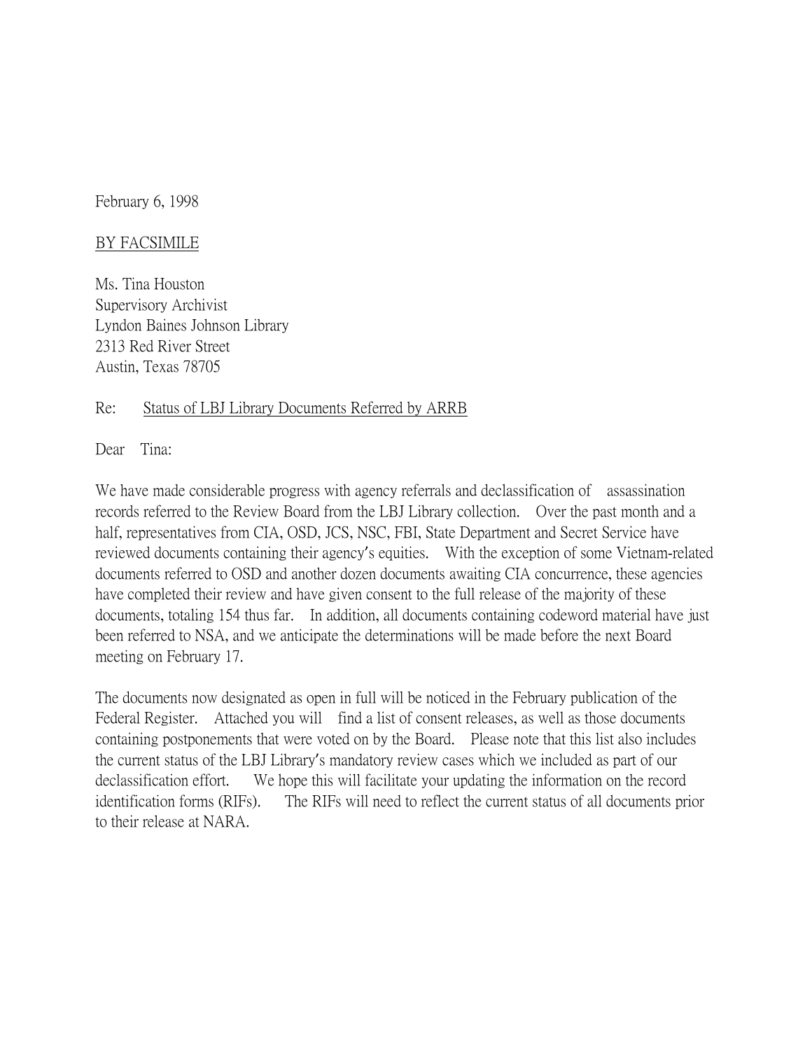February 6, 1998

<u>BY FACSIMILE</u>

Ms. Tina Houston
Supervisory Archivist
Lyndon Baines Johnson Library
2313 Red River Street
Austin, Texas 78705

Re: <u>Status of LBJ Library Documents Referred by ARRB</u>

Dear Tina:

We have made considerable progress with agency referrals and declassification of assassination records referred to the Review Board from the LBJ Library collection. Over the past month and a half, representatives from CIA, OSD, JCS, NSC, FBI, State Department and Secret Service have reviewed documents containing their agency's equities. With the exception of some Vietnam-related documents referred to OSD and another dozen documents awaiting CIA concurrence, these agencies have completed their review and have given consent to the full release of the majority of these documents, totaling 154 thus far. In addition, all documents containing codeword material have just been referred to NSA, and we anticipate the determinations will be made before the next Board meeting on February 17.

The documents now designated as open in full will be noticed in the February publication of the Federal Register. Attached you will find a list of consent releases, as well as those documents containing postponements that were voted on by the Board. Please note that this list also includes the current status of the LBJ Library's mandatory review cases which we included as part of our declassification effort. We hope this will facilitate your updating the information on the record identification forms (RIFs). The RIFs will need to reflect the current status of all documents prior to their release at NARA.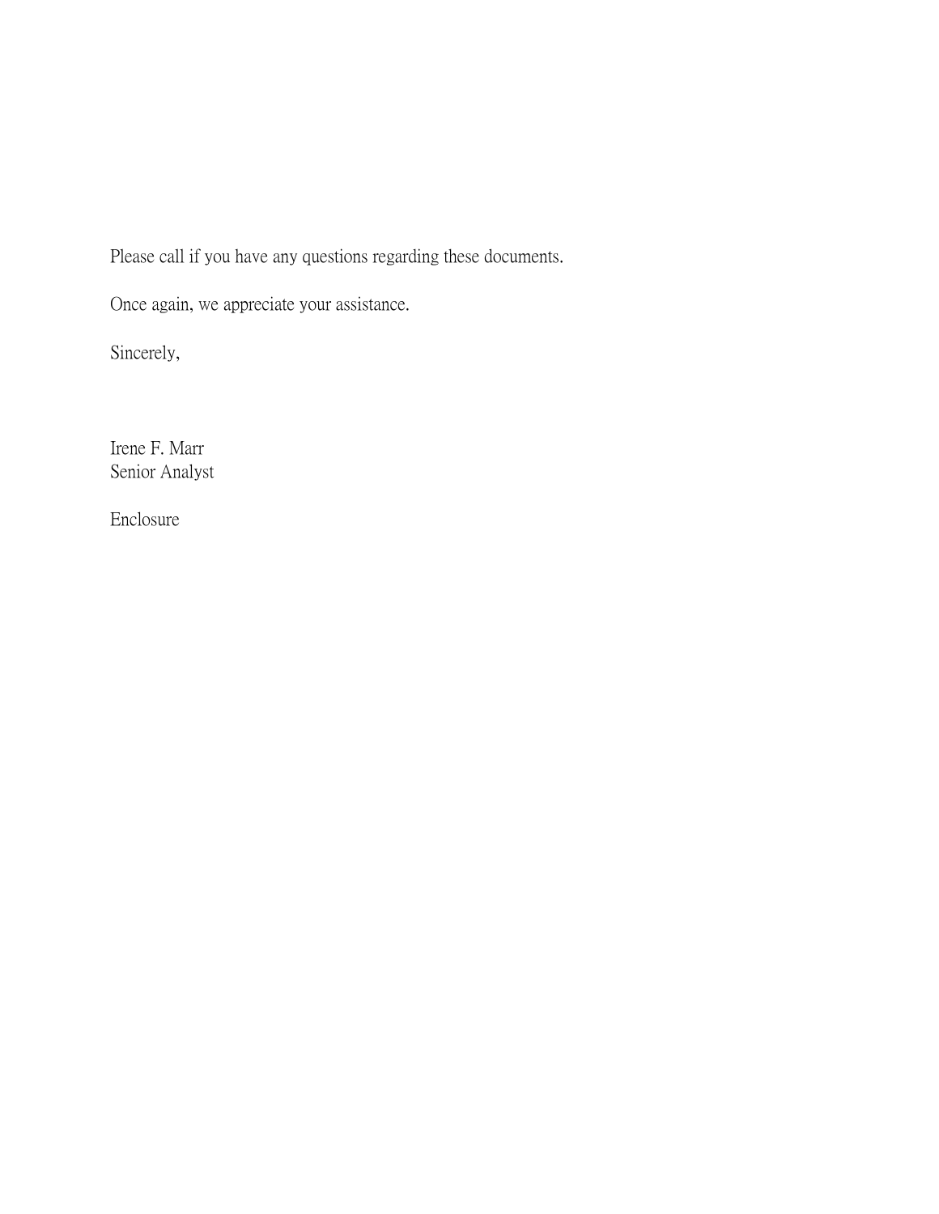Please call if you have any questions regarding these documents.

Once again, we appreciate your assistance.

Sincerely,

Irene F. Marr
Senior Analyst

Enclosure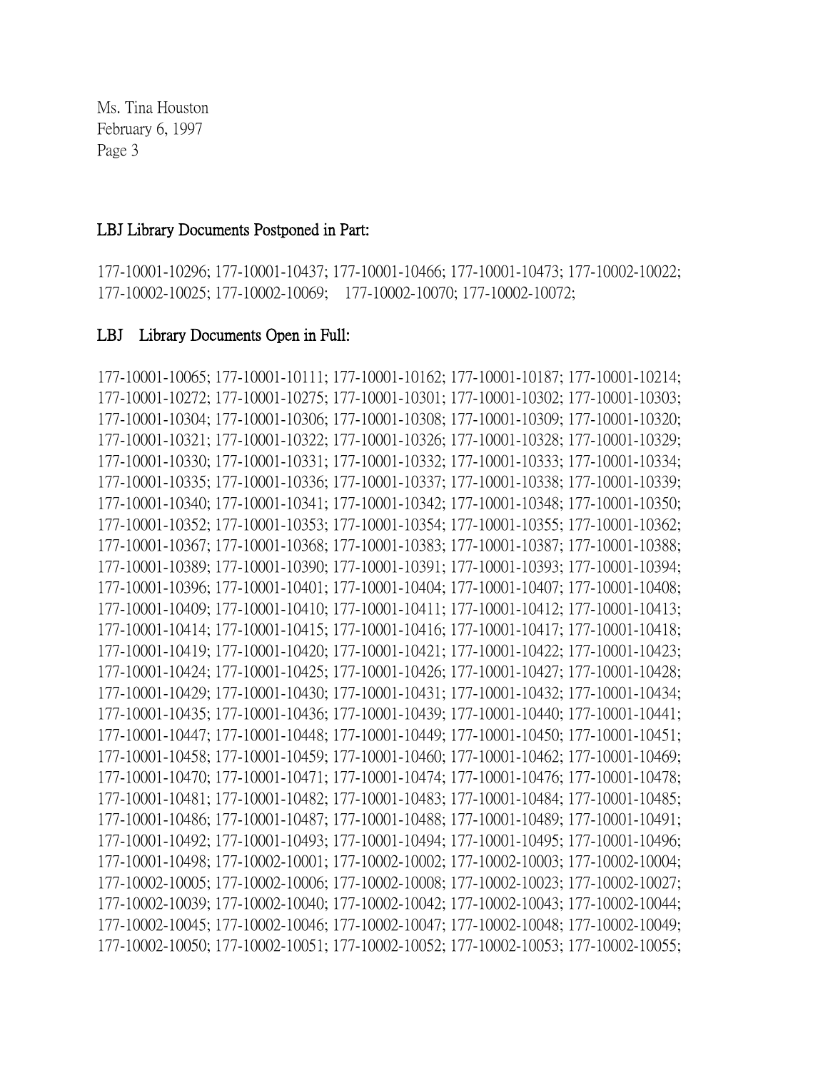Ms. Tina Houston
February 6, 1997
Page 3

**LBJ Library Documents Postponed in Part:**

177-10001-10296; 177-10001-10437; 177-10001-10466; 177-10001-10473; 177-10002-10022; 177-10002-10025; 177-10002-10069; 177-10002-10070; 177-10002-10072;

**LBJ Library Documents Open in Full:**

177-10001-10065; 177-10001-10111; 177-10001-10162; 177-10001-10187; 177-10001-10214; 177-10001-10272; 177-10001-10275; 177-10001-10301; 177-10001-10302; 177-10001-10303; 177-10001-10304; 177-10001-10306; 177-10001-10308; 177-10001-10309; 177-10001-10320; 177-10001-10321; 177-10001-10322; 177-10001-10326; 177-10001-10328; 177-10001-10329; 177-10001-10330; 177-10001-10331; 177-10001-10332; 177-10001-10333; 177-10001-10334; 177-10001-10335; 177-10001-10336; 177-10001-10337; 177-10001-10338; 177-10001-10339; 177-10001-10340; 177-10001-10341; 177-10001-10342; 177-10001-10348; 177-10001-10350; 177-10001-10352; 177-10001-10353; 177-10001-10354; 177-10001-10355; 177-10001-10362; 177-10001-10367; 177-10001-10368; 177-10001-10383; 177-10001-10387; 177-10001-10388; 177-10001-10389; 177-10001-10390; 177-10001-10391; 177-10001-10393; 177-10001-10394; 177-10001-10396; 177-10001-10401; 177-10001-10404; 177-10001-10407; 177-10001-10408; 177-10001-10409; 177-10001-10410; 177-10001-10411; 177-10001-10412; 177-10001-10413; 177-10001-10414; 177-10001-10415; 177-10001-10416; 177-10001-10417; 177-10001-10418; 177-10001-10419; 177-10001-10420; 177-10001-10421; 177-10001-10422; 177-10001-10423; 177-10001-10424; 177-10001-10425; 177-10001-10426; 177-10001-10427; 177-10001-10428; 177-10001-10429; 177-10001-10430; 177-10001-10431; 177-10001-10432; 177-10001-10434; 177-10001-10435; 177-10001-10436; 177-10001-10439; 177-10001-10440; 177-10001-10441; 177-10001-10447; 177-10001-10448; 177-10001-10449; 177-10001-10450; 177-10001-10451; 177-10001-10458; 177-10001-10459; 177-10001-10460; 177-10001-10462; 177-10001-10469; 177-10001-10470; 177-10001-10471; 177-10001-10474; 177-10001-10476; 177-10001-10478; 177-10001-10481; 177-10001-10482; 177-10001-10483; 177-10001-10484; 177-10001-10485; 177-10001-10486; 177-10001-10487; 177-10001-10488; 177-10001-10489; 177-10001-10491; 177-10001-10492; 177-10001-10493; 177-10001-10494; 177-10001-10495; 177-10001-10496; 177-10001-10498; 177-10002-10001; 177-10002-10002; 177-10002-10003; 177-10002-10004; 177-10002-10005; 177-10002-10006; 177-10002-10008; 177-10002-10023; 177-10002-10027; 177-10002-10039; 177-10002-10040; 177-10002-10042; 177-10002-10043; 177-10002-10044; 177-10002-10045; 177-10002-10046; 177-10002-10047; 177-10002-10048; 177-10002-10049; 177-10002-10050; 177-10002-10051; 177-10002-10052; 177-10002-10053; 177-10002-10055;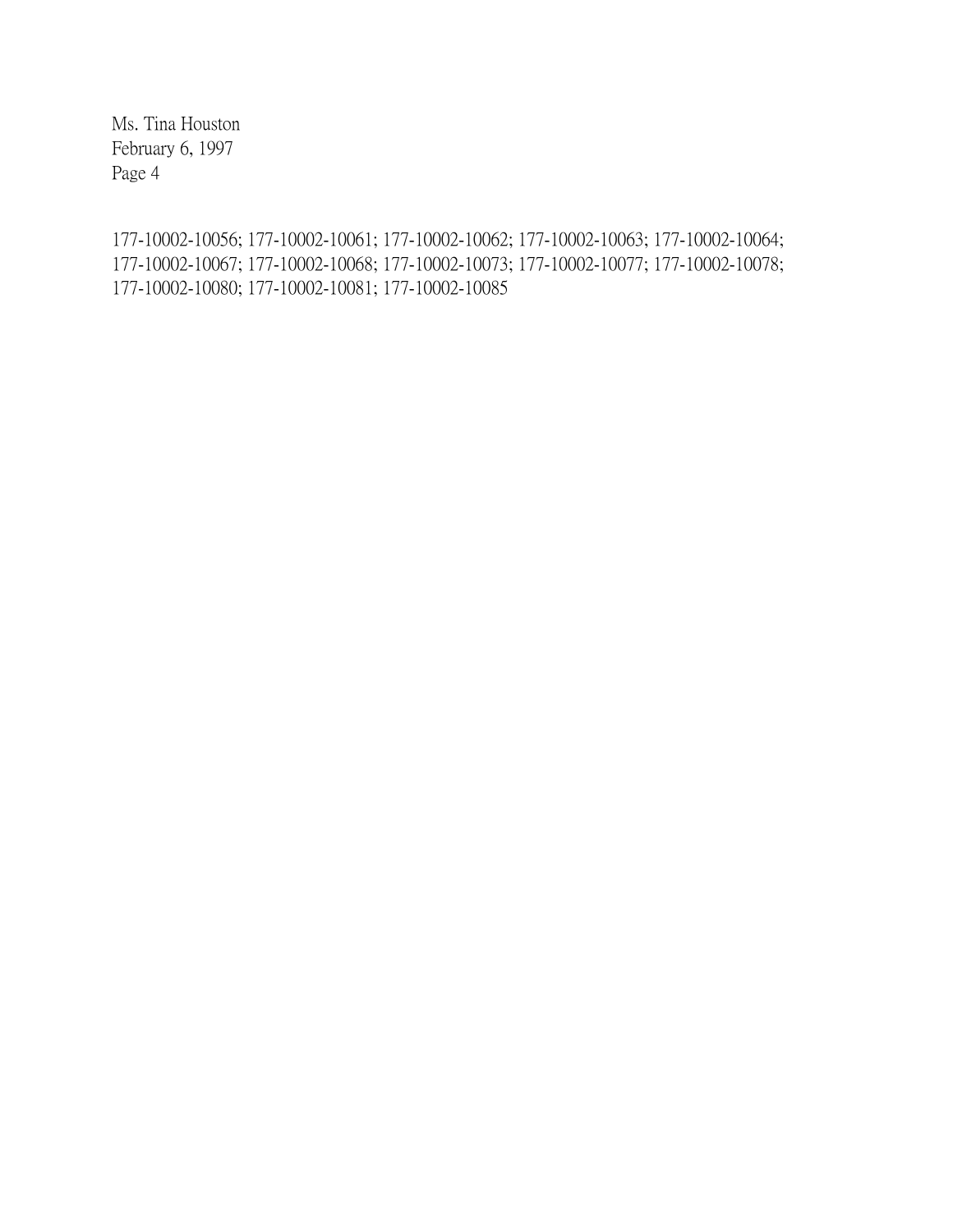177-10002-10056; 177-10002-10061; 177-10002-10062; 177-10002-10063; 177-10002-10064; 177-10002-10067; 177-10002-10068; 177-10002-10073; 177-10002-10077; 177-10002-10078; 177-10002-10080; 177-10002-10081; 177-10002-10085